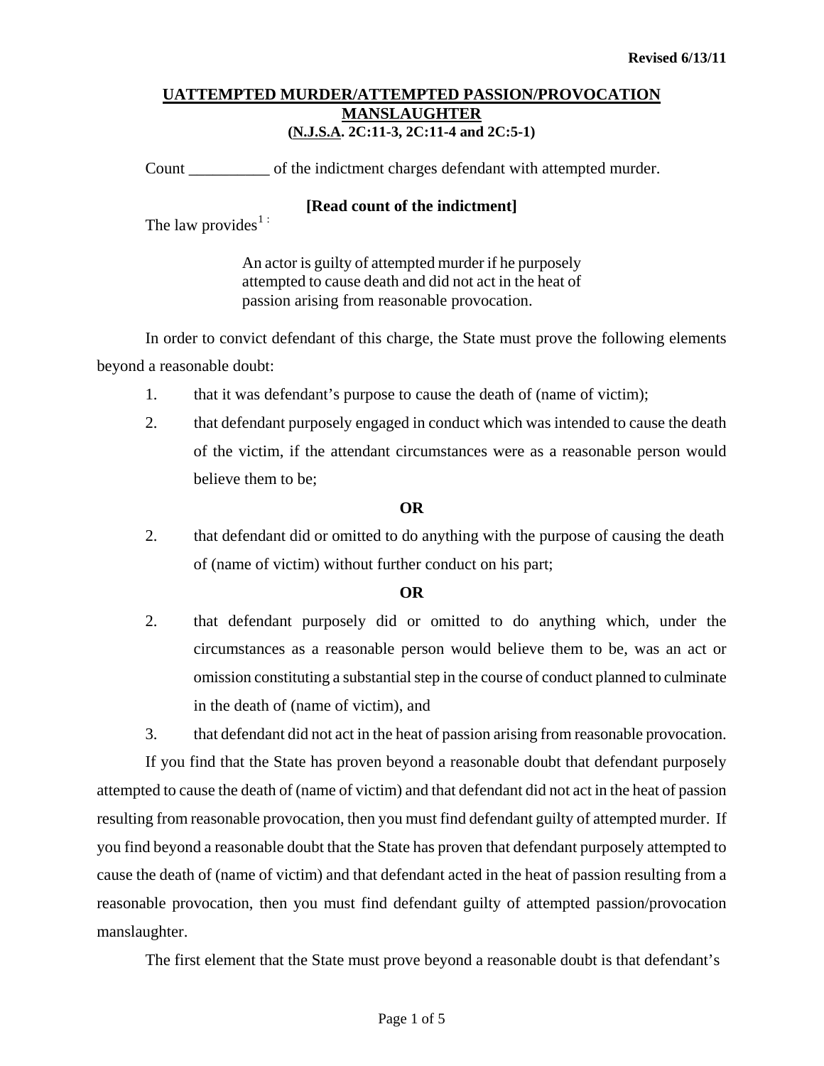Revised 6/13/11

# UATTEMPTED MURDER/ATTEMPTED PASSION/PROVOCATION MANSLAUGHTER
## (N.J.S.A. 2C:11-3, 2C:11-4 and 2C:5-1)

Count __________ of the indictment charges defendant with attempted murder.

**[Read count of the indictment]**

The law provides[1] :

> An actor is guilty of attempted murder if he purposely attempted to cause death and did not act in the heat of passion arising from reasonable provocation.

In order to convict defendant of this charge, the State must prove the following elements beyond a reasonable doubt:

1. that it was defendant's purpose to cause the death of (name of victim);

2. that defendant purposely engaged in conduct which was intended to cause the death of the victim, if the attendant circumstances were as a reasonable person would believe them to be;

**OR**

2. that defendant did or omitted to do anything with the purpose of causing the death of (name of victim) without further conduct on his part;

**OR**

2. that defendant purposely did or omitted to do anything which, under the circumstances as a reasonable person would believe them to be, was an act or omission constituting a substantial step in the course of conduct planned to culminate in the death of (name of victim), and

3. that defendant did not act in the heat of passion arising from reasonable provocation.

If you find that the State has proven beyond a reasonable doubt that defendant purposely attempted to cause the death of (name of victim) and that defendant did not act in the heat of passion resulting from reasonable provocation, then you must find defendant guilty of attempted murder. If you find beyond a reasonable doubt that the State has proven that defendant purposely attempted to cause the death of (name of victim) and that defendant acted in the heat of passion resulting from a reasonable provocation, then you must find defendant guilty of attempted passion/provocation manslaughter.

The first element that the State must prove beyond a reasonable doubt is that defendant's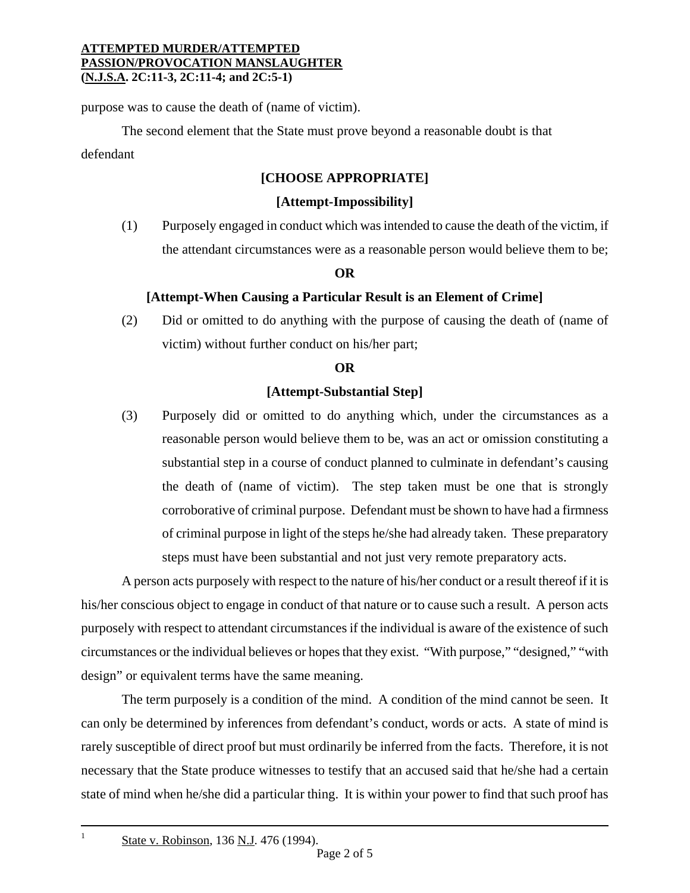purpose was to cause the death of (name of victim).

The second element that the State must prove beyond a reasonable doubt is that defendant

**[CHOOSE APPROPRIATE]**

**[Attempt-Impossibility]**

(1) Purposely engaged in conduct which was intended to cause the death of the victim, if the attendant circumstances were as a reasonable person would believe them to be;

**OR**

**[Attempt-When Causing a Particular Result is an Element of Crime]**

(2) Did or omitted to do anything with the purpose of causing the death of (name of victim) without further conduct on his/her part;

**OR**

**[Attempt-Substantial Step]**

(3) Purposely did or omitted to do anything which, under the circumstances as a reasonable person would believe them to be, was an act or omission constituting a substantial step in a course of conduct planned to culminate in defendant's causing the death of (name of victim). The step taken must be one that is strongly corroborative of criminal purpose. Defendant must be shown to have had a firmness of criminal purpose in light of the steps he/she had already taken. These preparatory steps must have been substantial and not just very remote preparatory acts.

A person acts purposely with respect to the nature of his/her conduct or a result thereof if it is his/her conscious object to engage in conduct of that nature or to cause such a result. A person acts purposely with respect to attendant circumstances if the individual is aware of the existence of such circumstances or the individual believes or hopes that they exist. "With purpose," "designed," "with design" or equivalent terms have the same meaning.

The term purposely is a condition of the mind. A condition of the mind cannot be seen. It can only be determined by inferences from defendant's conduct, words or acts. A state of mind is rarely susceptible of direct proof but must ordinarily be inferred from the facts. Therefore, it is not necessary that the State produce witnesses to testify that an accused said that he/she had a certain state of mind when he/she did a particular thing. It is within your power to find that such proof has

---

[1] State v. Robinson, 136 N.J. 476 (1994).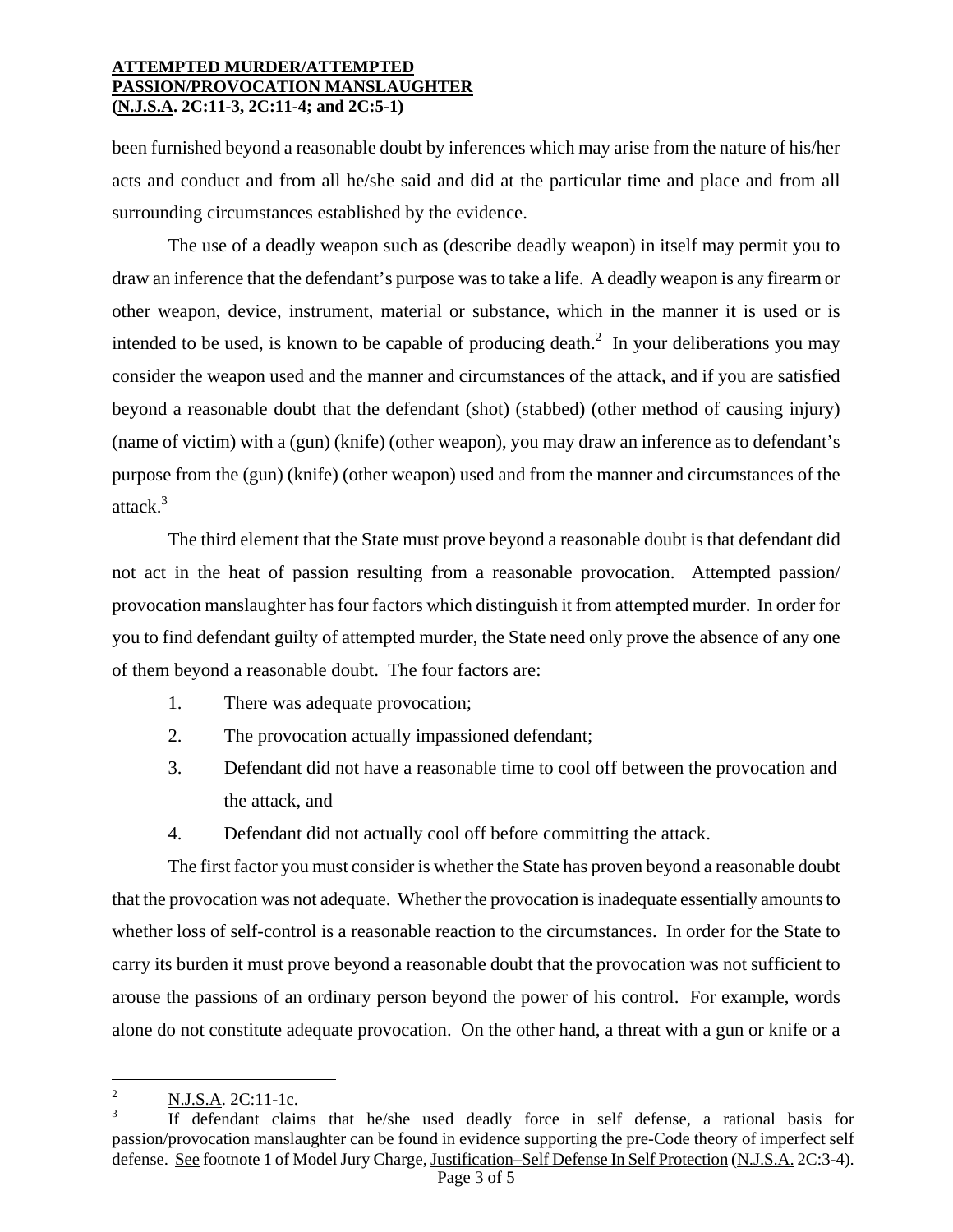been furnished beyond a reasonable doubt by inferences which may arise from the nature of his/her acts and conduct and from all he/she said and did at the particular time and place and from all surrounding circumstances established by the evidence.

The use of a deadly weapon such as (describe deadly weapon) in itself may permit you to draw an inference that the defendant's purpose was to take a life. A deadly weapon is any firearm or other weapon, device, instrument, material or substance, which in the manner it is used or is intended to be used, is known to be capable of producing death.[2] In your deliberations you may consider the weapon used and the manner and circumstances of the attack, and if you are satisfied beyond a reasonable doubt that the defendant (shot) (stabbed) (other method of causing injury) (name of victim) with a (gun) (knife) (other weapon), you may draw an inference as to defendant's purpose from the (gun) (knife) (other weapon) used and from the manner and circumstances of the attack.[3]

The third element that the State must prove beyond a reasonable doubt is that defendant did not act in the heat of passion resulting from a reasonable provocation. Attempted passion/ provocation manslaughter has four factors which distinguish it from attempted murder. In order for you to find defendant guilty of attempted murder, the State need only prove the absence of any one of them beyond a reasonable doubt. The four factors are:

1. There was adequate provocation;
2. The provocation actually impassioned defendant;
3. Defendant did not have a reasonable time to cool off between the provocation and the attack, and
4. Defendant did not actually cool off before committing the attack.

The first factor you must consider is whether the State has proven beyond a reasonable doubt that the provocation was not adequate. Whether the provocation is inadequate essentially amounts to whether loss of self-control is a reasonable reaction to the circumstances. In order for the State to carry its burden it must prove beyond a reasonable doubt that the provocation was not sufficient to arouse the passions of an ordinary person beyond the power of his control. For example, words alone do not constitute adequate provocation. On the other hand, a threat with a gun or knife or a

---

[2] N.J.S.A. 2C:11-1c.

[3] If defendant claims that he/she used deadly force in self defense, a rational basis for passion/provocation manslaughter can be found in evidence supporting the pre-Code theory of imperfect self defense. See footnote 1 of Model Jury Charge, Justification–Self Defense In Self Protection (N.J.S.A. 2C:3-4).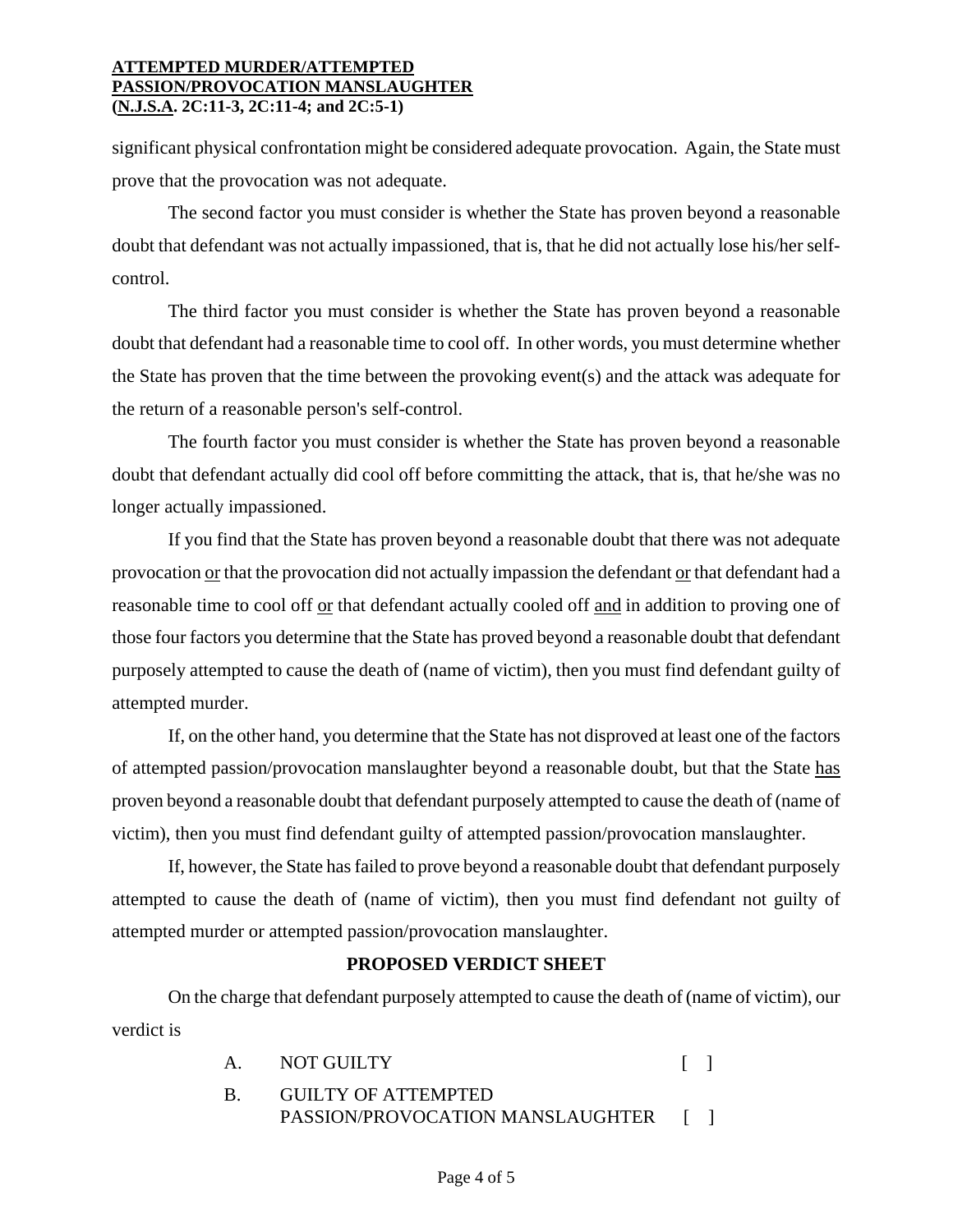significant physical confrontation might be considered adequate provocation. Again, the State must prove that the provocation was not adequate.

The second factor you must consider is whether the State has proven beyond a reasonable doubt that defendant was not actually impassioned, that is, that he did not actually lose his/her self-control.

The third factor you must consider is whether the State has proven beyond a reasonable doubt that defendant had a reasonable time to cool off. In other words, you must determine whether the State has proven that the time between the provoking event(s) and the attack was adequate for the return of a reasonable person's self-control.

The fourth factor you must consider is whether the State has proven beyond a reasonable doubt that defendant actually did cool off before committing the attack, that is, that he/she was no longer actually impassioned.

If you find that the State has proven beyond a reasonable doubt that there was not adequate provocation <u>or</u> that the provocation did not actually impassion the defendant <u>or</u> that defendant had a reasonable time to cool off <u>or</u> that defendant actually cooled off <u>and</u> in addition to proving one of those four factors you determine that the State has proved beyond a reasonable doubt that defendant purposely attempted to cause the death of (name of victim), then you must find defendant guilty of attempted murder.

If, on the other hand, you determine that the State has not disproved at least one of the factors of attempted passion/provocation manslaughter beyond a reasonable doubt, but that the State <u>has</u> proven beyond a reasonable doubt that defendant purposely attempted to cause the death of (name of victim), then you must find defendant guilty of attempted passion/provocation manslaughter.

If, however, the State has failed to prove beyond a reasonable doubt that defendant purposely attempted to cause the death of (name of victim), then you must find defendant not guilty of attempted murder or attempted passion/provocation manslaughter.

## PROPOSED VERDICT SHEET

On the charge that defendant purposely attempted to cause the death of (name of victim), our verdict is

A. NOT GUILTY [ ]

B. GUILTY OF ATTEMPTED PASSION/PROVOCATION MANSLAUGHTER [ ]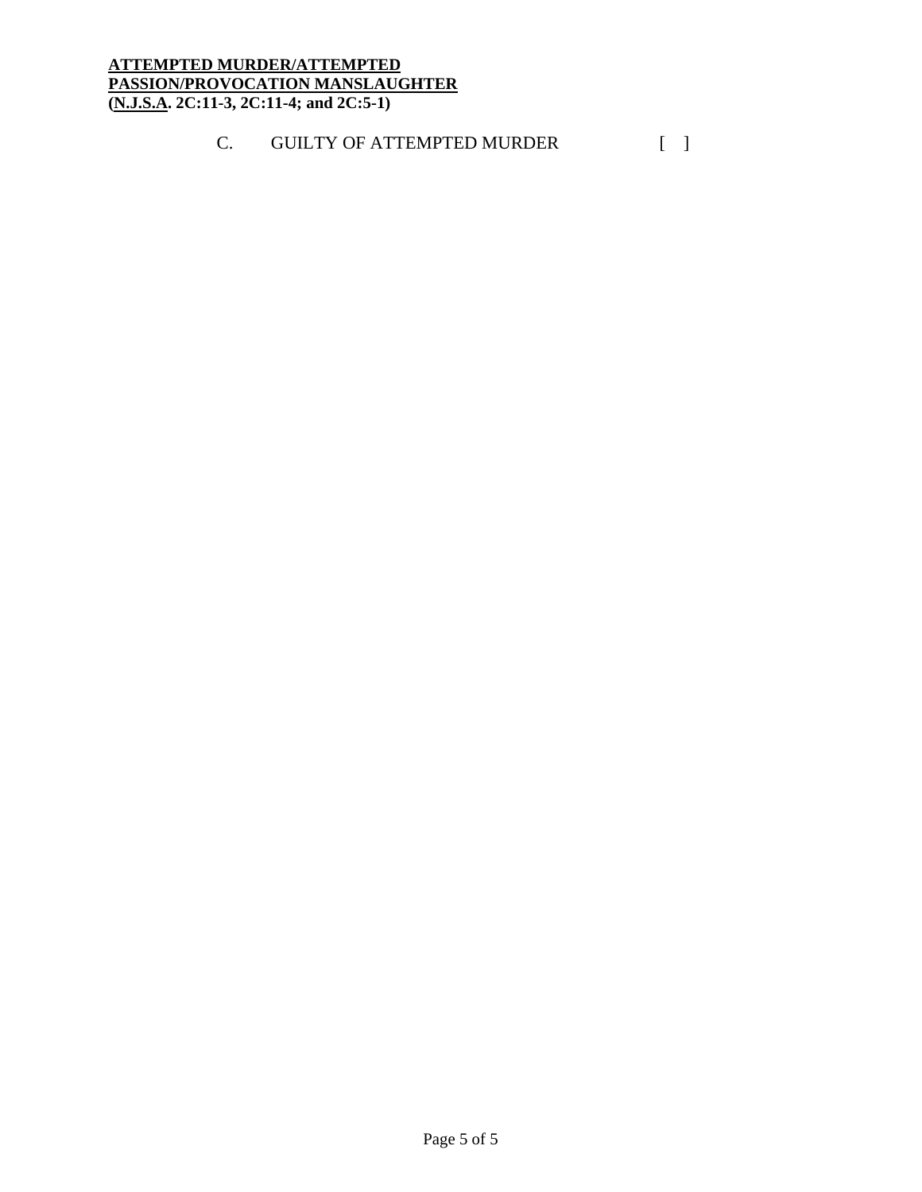C. GUILTY OF ATTEMPTED MURDER [ ]